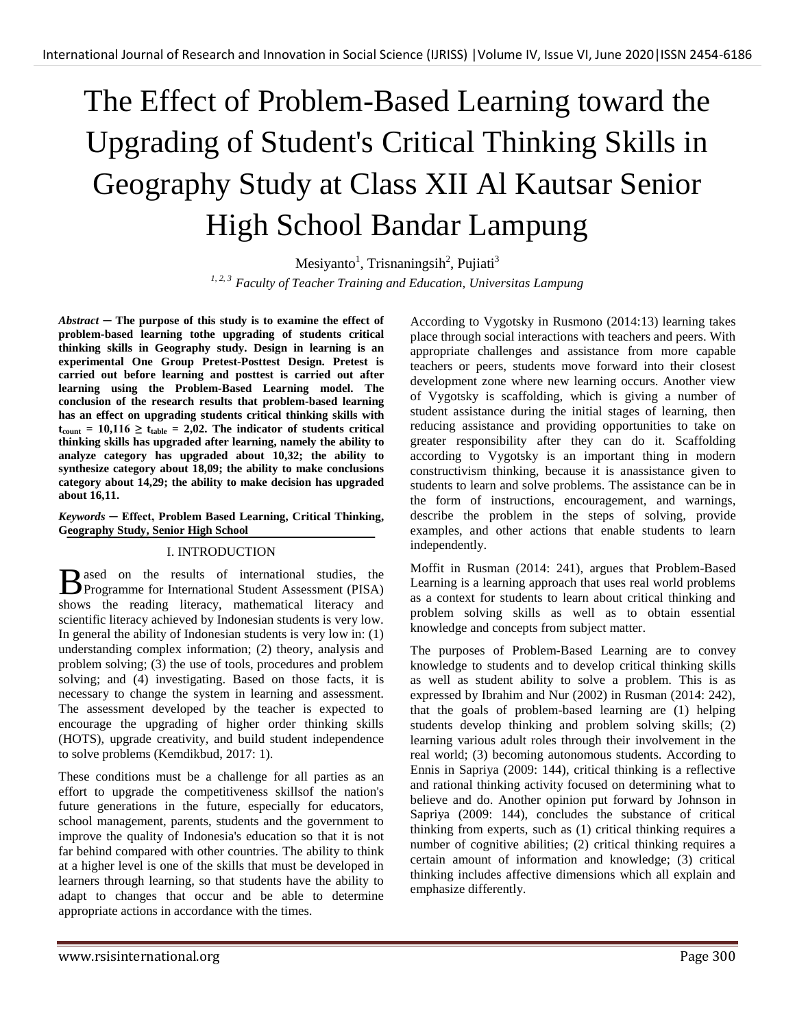# The Effect of Problem-Based Learning toward the Upgrading of Student's Critical Thinking Skills in Geography Study at Class XII Al Kautsar Senior High School Bandar Lampung

Mesiyanto[1], Trisnaningsih[2], Pujiati[3]

*[1, 2, 3] Faculty of Teacher Training and Education, Universitas Lampung*

***Abstract*** — **The purpose of this study is to examine the effect of problem-based learning tothe upgrading of students critical thinking skills in Geography study. Design in learning is an experimental One Group Pretest-Posttest Design. Pretest is carried out before learning and posttest is carried out after learning using the Problem-Based Learning model. The conclusion of the research results that problem-based learning has an effect on upgrading students critical thinking skills with $t_{count} = 10,116 \geq t_{table} = 2,02$. The indicator of students critical thinking skills has upgraded after learning, namely the ability to analyze category has upgraded about 10,32; the ability to synthesize category about 18,09; the ability to make conclusions category about 14,29; the ability to make decision has upgraded about 16,11.**

***Keywords*** — **Effect, Problem Based Learning, Critical Thinking, Geography Study, Senior High School**

## I. INTRODUCTION

Based on the results of international studies, the Programme for International Student Assessment (PISA) shows the reading literacy, mathematical literacy and scientific literacy achieved by Indonesian students is very low. In general the ability of Indonesian students is very low in: (1) understanding complex information; (2) theory, analysis and problem solving; (3) the use of tools, procedures and problem solving; and (4) investigating. Based on those facts, it is necessary to change the system in learning and assessment. The assessment developed by the teacher is expected to encourage the upgrading of higher order thinking skills (HOTS), upgrade creativity, and build student independence to solve problems (Kemdikbud, 2017: 1).

These conditions must be a challenge for all parties as an effort to upgrade the competitiveness skillsof the nation's future generations in the future, especially for educators, school management, parents, students and the government to improve the quality of Indonesia's education so that it is not far behind compared with other countries. The ability to think at a higher level is one of the skills that must be developed in learners through learning, so that students have the ability to adapt to changes that occur and be able to determine appropriate actions in accordance with the times.

According to Vygotsky in Rusmono (2014:13) learning takes place through social interactions with teachers and peers. With appropriate challenges and assistance from more capable teachers or peers, students move forward into their closest development zone where new learning occurs. Another view of Vygotsky is scaffolding, which is giving a number of student assistance during the initial stages of learning, then reducing assistance and providing opportunities to take on greater responsibility after they can do it. Scaffolding according to Vygotsky is an important thing in modern constructivism thinking, because it is anassistance given to students to learn and solve problems. The assistance can be in the form of instructions, encouragement, and warnings, describe the problem in the steps of solving, provide examples, and other actions that enable students to learn independently.

Moffit in Rusman (2014: 241), argues that Problem-Based Learning is a learning approach that uses real world problems as a context for students to learn about critical thinking and problem solving skills as well as to obtain essential knowledge and concepts from subject matter.

The purposes of Problem-Based Learning are to convey knowledge to students and to develop critical thinking skills as well as student ability to solve a problem. This is as expressed by Ibrahim and Nur (2002) in Rusman (2014: 242), that the goals of problem-based learning are (1) helping students develop thinking and problem solving skills; (2) learning various adult roles through their involvement in the real world; (3) becoming autonomous students. According to Ennis in Sapriya (2009: 144), critical thinking is a reflective and rational thinking activity focused on determining what to believe and do. Another opinion put forward by Johnson in Sapriya (2009: 144), concludes the substance of critical thinking from experts, such as (1) critical thinking requires a number of cognitive abilities; (2) critical thinking requires a certain amount of information and knowledge; (3) critical thinking includes affective dimensions which all explain and emphasize differently.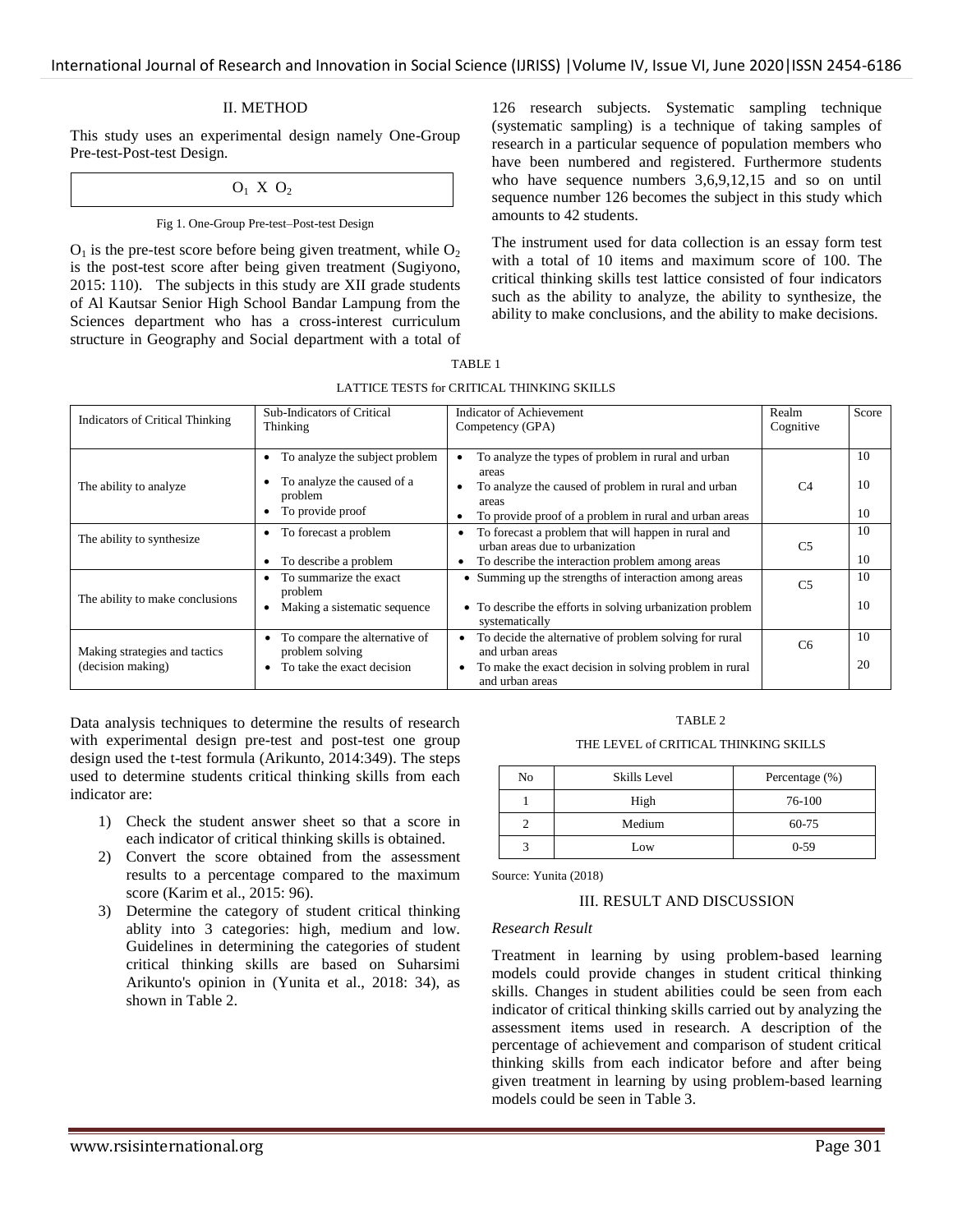## II. METHOD

This study uses an experimental design namely One-Group Pre-test-Post-test Design.

| $O_1$ X $O_2$ |
|---|

Fig 1. One-Group Pre-test–Post-test Design

$O_1$ is the pre-test score before being given treatment, while $O_2$ is the post-test score after being given treatment (Sugiyono, 2015: 110). The subjects in this study are XII grade students of Al Kautsar Senior High School Bandar Lampung from the Sciences department who has a cross-interest curriculum structure in Geography and Social department with a total of 126 research subjects. Systematic sampling technique (systematic sampling) is a technique of taking samples of research in a particular sequence of population members who have been numbered and registered. Furthermore students who have sequence numbers 3,6,9,12,15 and so on until sequence number 126 becomes the subject in this study which amounts to 42 students.

The instrument used for data collection is an essay form test with a total of 10 items and maximum score of 100. The critical thinking skills test lattice consisted of four indicators such as the ability to analyze, the ability to synthesize, the ability to make conclusions, and the ability to make decisions.

TABLE 1

LATTICE TESTS for CRITICAL THINKING SKILLS

| Indicators of Critical Thinking | Sub-Indicators of Critical Thinking | Indicator of Achievement Competency (GPA) | Realm Cognitive | Score |
|---|---|---|---|---|
| The ability to analyze | • To analyze the subject problem | • To analyze the types of problem in rural and urban areas | C4 | 10 |
| | • To analyze the caused of a problem | • To analyze the caused of problem in rural and urban areas | | 10 |
| | • To provide proof | • To provide proof of a problem in rural and urban areas | | 10 |
| The ability to synthesize | • To forecast a problem | • To forecast a problem that will happen in rural and urban areas due to urbanization | C5 | 10 |
| | • To describe a problem | • To describe the interaction problem among areas | | 10 |
| The ability to make conclusions | • To summarize the exact problem | • Summing up the strengths of interaction among areas | C5 | 10 |
| | • Making a sistematic sequence | • To describe the efforts in solving urbanization problem systematically | | 10 |
| Making strategies and tactics (decision making) | • To compare the alternative of problem solving | • To decide the alternative of problem solving for rural and urban areas | C6 | 10 |
| | • To take the exact decision | • To make the exact decision in solving problem in rural and urban areas | | 20 |

Data analysis techniques to determine the results of research with experimental design pre-test and post-test one group design used the t-test formula (Arikunto, 2014:349). The steps used to determine students critical thinking skills from each indicator are:

1) Check the student answer sheet so that a score in each indicator of critical thinking skills is obtained.
2) Convert the score obtained from the assessment results to a percentage compared to the maximum score (Karim et al., 2015: 96).
3) Determine the category of student critical thinking ablity into 3 categories: high, medium and low. Guidelines in determining the categories of student critical thinking skills are based on Suharsimi Arikunto's opinion in (Yunita et al., 2018: 34), as shown in Table 2.

TABLE 2

THE LEVEL of CRITICAL THINKING SKILLS

| No | Skills Level | Percentage (%) |
|---|---|---|
| 1 | High | 76-100 |
| 2 | Medium | 60-75 |
| 3 | Low | 0-59 |

Source: Yunita (2018)

## III. RESULT AND DISCUSSION

### *Research Result*

Treatment in learning by using problem-based learning models could provide changes in student critical thinking skills. Changes in student abilities could be seen from each indicator of critical thinking skills carried out by analyzing the assessment items used in research. A description of the percentage of achievement and comparison of student critical thinking skills from each indicator before and after being given treatment in learning by using problem-based learning models could be seen in Table 3.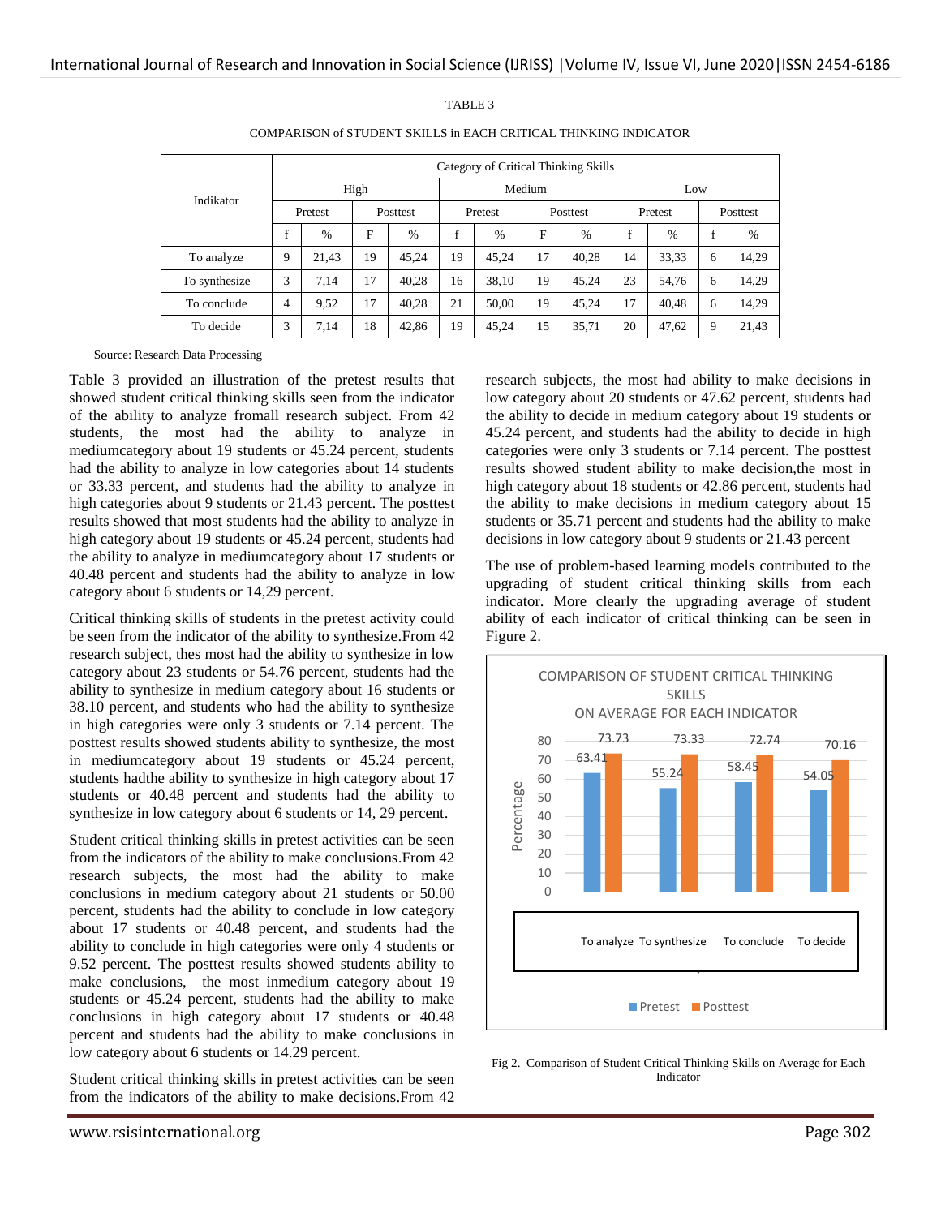TABLE 3

COMPARISON of STUDENT SKILLS in EACH CRITICAL THINKING INDICATOR

| Indikator | Category of Critical Thinking Skills | | | | | | | | | | | |
|---|---|---|---|---|---|---|---|---|---|---|---|---|
| | High | | | | Medium | | | | Low | | | |
| | Pretest | | Posttest | | Pretest | | Posttest | | Pretest | | Posttest | |
| | f | % | F | % | f | % | F | % | f | % | f | % |
| To analyze | 9 | 21,43 | 19 | 45,24 | 19 | 45,24 | 17 | 40,28 | 14 | 33,33 | 6 | 14,29 |
| To synthesize | 3 | 7,14 | 17 | 40,28 | 16 | 38,10 | 19 | 45,24 | 23 | 54,76 | 6 | 14,29 |
| To conclude | 4 | 9,52 | 17 | 40,28 | 21 | 50,00 | 19 | 45,24 | 17 | 40,48 | 6 | 14,29 |
| To decide | 3 | 7,14 | 18 | 42,86 | 19 | 45,24 | 15 | 35,71 | 20 | 47,62 | 9 | 21,43 |

Source: Research Data Processing

Table 3 provided an illustration of the pretest results that showed student critical thinking skills seen from the indicator of the ability to analyze fromall research subject. From 42 students, the most had the ability to analyze in mediumcategory about 19 students or 45.24 percent, students had the ability to analyze in low categories about 14 students or 33.33 percent, and students had the ability to analyze in high categories about 9 students or 21.43 percent. The posttest results showed that most students had the ability to analyze in high category about 19 students or 45.24 percent, students had the ability to analyze in mediumcategory about 17 students or 40.48 percent and students had the ability to analyze in low category about 6 students or 14,29 percent.

Critical thinking skills of students in the pretest activity could be seen from the indicator of the ability to synthesize.From 42 research subject, thes most had the ability to synthesize in low category about 23 students or 54.76 percent, students had the ability to synthesize in medium category about 16 students or 38.10 percent, and students who had the ability to synthesize in high categories were only 3 students or 7.14 percent. The posttest results showed students ability to synthesize, the most in mediumcategory about 19 students or 45.24 percent, students hadthe ability to synthesize in high category about 17 students or 40.48 percent and students had the ability to synthesize in low category about 6 students or 14, 29 percent.

Student critical thinking skills in pretest activities can be seen from the indicators of the ability to make conclusions.From 42 research subjects, the most had the ability to make conclusions in medium category about 21 students or 50.00 percent, students had the ability to conclude in low category about 17 students or 40.48 percent, and students had the ability to conclude in high categories were only 4 students or 9.52 percent. The posttest results showed students ability to make conclusions, the most inmedium category about 19 students or 45.24 percent, students had the ability to make conclusions in high category about 17 students or 40.48 percent and students had the ability to make conclusions in low category about 6 students or 14.29 percent.

Student critical thinking skills in pretest activities can be seen from the indicators of the ability to make decisions.From 42 research subjects, the most had ability to make decisions in low category about 20 students or 47.62 percent, students had the ability to decide in medium category about 19 students or 45.24 percent, and students had the ability to decide in high categories were only 3 students or 7.14 percent. The posttest results showed student ability to make decision,the most in high category about 18 students or 42.86 percent, students had the ability to make decisions in medium category about 15 students or 35.71 percent and students had the ability to make decisions in low category about 9 students or 21.43 percent

The use of problem-based learning models contributed to the upgrading of student critical thinking skills from each indicator. More clearly the upgrading average of student ability of each indicator of critical thinking can be seen in Figure 2.

COMPARISON OF STUDENT CRITICAL THINKING SKILLS ON AVERAGE FOR EACH INDICATOR

| Indicator | Pretest | Posttest |
|---|---|---|
| To analyze | 63.41 | 73.73 |
| To synthesize | 55.24 | 73.33 |
| To conclude | 58.45 | 72.74 |
| To decide | 54.05 | 70.16 |

Fig 2. Comparison of Student Critical Thinking Skills on Average for Each Indicator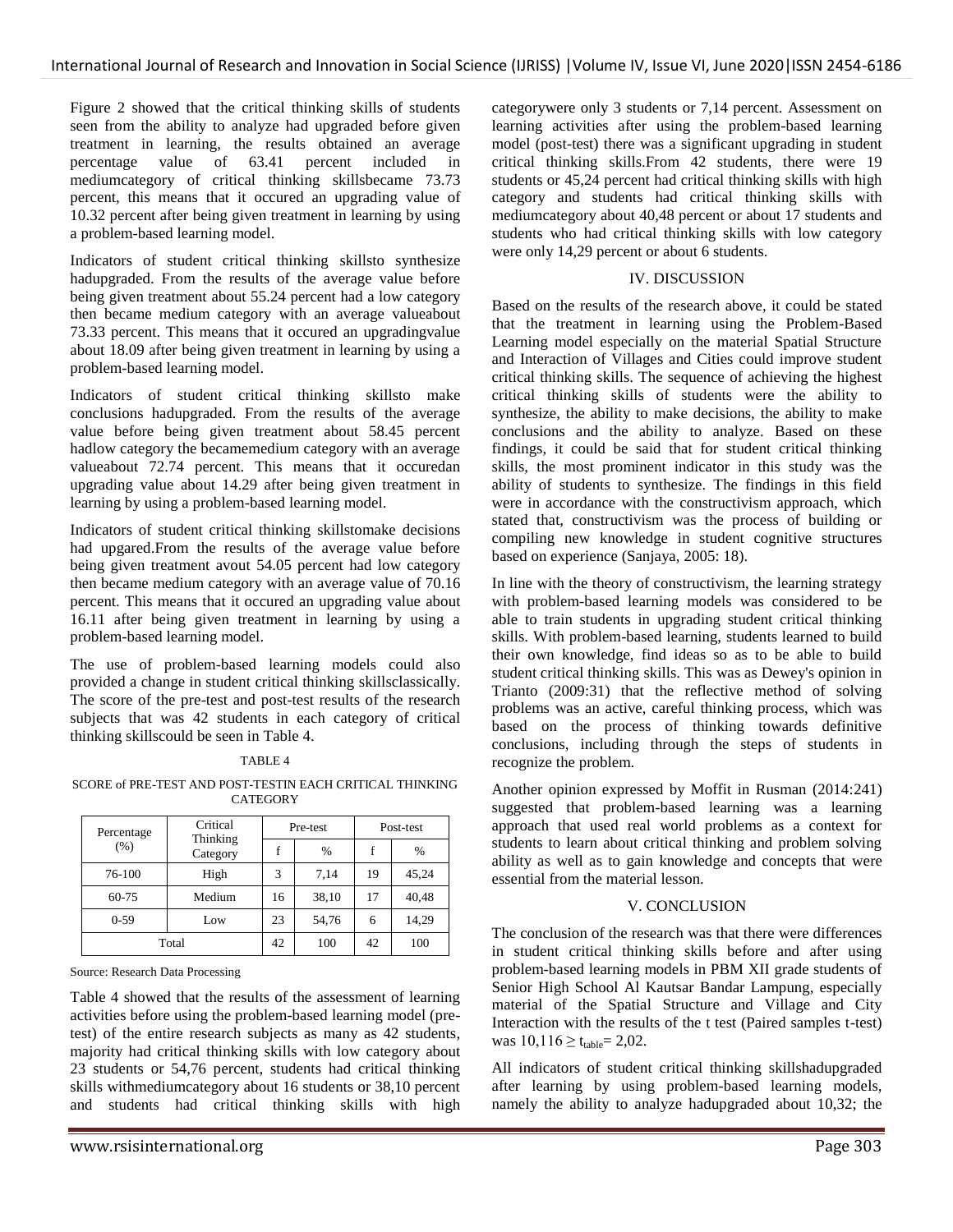Figure 2 showed that the critical thinking skills of students seen from the ability to analyze had upgraded before given treatment in learning, the results obtained an average percentage value of 63.41 percent included in mediumcategory of critical thinking skillsbecame 73.73 percent, this means that it occured an upgrading value of 10.32 percent after being given treatment in learning by using a problem-based learning model.

Indicators of student critical thinking skillsto synthesize hadupgraded. From the results of the average value before being given treatment about 55.24 percent had a low category then became medium category with an average valueabout 73.33 percent. This means that it occured an upgradingvalue about 18.09 after being given treatment in learning by using a problem-based learning model.

Indicators of student critical thinking skillsto make conclusions hadupgraded. From the results of the average value before being given treatment about 58.45 percent hadlow category the becamemedium category with an average valueabout 72.74 percent. This means that it occuredan upgrading value about 14.29 after being given treatment in learning by using a problem-based learning model.

Indicators of student critical thinking skillstomake decisions had upgared.From the results of the average value before being given treatment avout 54.05 percent had low category then became medium category with an average value of 70.16 percent. This means that it occured an upgrading value about 16.11 after being given treatment in learning by using a problem-based learning model.

The use of problem-based learning models could also provided a change in student critical thinking skillsclassically. The score of the pre-test and post-test results of the research subjects that was 42 students in each category of critical thinking skillscould be seen in Table 4.

TABLE 4

SCORE of PRE-TEST AND POST-TESTIN EACH CRITICAL THINKING CATEGORY

| Percentage (%) | Critical Thinking Category | Pre-test | | Post-test | |
|---|---|---|---|---|---|
| | | f | % | f | % |
| 76-100 | High | 3 | 7,14 | 19 | 45,24 |
| 60-75 | Medium | 16 | 38,10 | 17 | 40,48 |
| 0-59 | Low | 23 | 54,76 | 6 | 14,29 |
| Total | | 42 | 100 | 42 | 100 |

Source: Research Data Processing

Table 4 showed that the results of the assessment of learning activities before using the problem-based learning model (pre-test) of the entire research subjects as many as 42 students, majority had critical thinking skills with low category about 23 students or 54,76 percent, students had critical thinking skills withmediumcategory about 16 students or 38,10 percent and students had critical thinking skills with high categorywere only 3 students or 7,14 percent. Assessment on learning activities after using the problem-based learning model (post-test) there was a significant upgrading in student critical thinking skills.From 42 students, there were 19 students or 45,24 percent had critical thinking skills with high category and students had critical thinking skills with mediumcategory about 40,48 percent or about 17 students and students who had critical thinking skills with low category were only 14,29 percent or about 6 students.

## IV. DISCUSSION

Based on the results of the research above, it could be stated that the treatment in learning using the Problem-Based Learning model especially on the material Spatial Structure and Interaction of Villages and Cities could improve student critical thinking skills. The sequence of achieving the highest critical thinking skills of students were the ability to synthesize, the ability to make decisions, the ability to make conclusions and the ability to analyze. Based on these findings, it could be said that for student critical thinking skills, the most prominent indicator in this study was the ability of students to synthesize. The findings in this field were in accordance with the constructivism approach, which stated that, constructivism was the process of building or compiling new knowledge in student cognitive structures based on experience (Sanjaya, 2005: 18).

In line with the theory of constructivism, the learning strategy with problem-based learning models was considered to be able to train students in upgrading student critical thinking skills. With problem-based learning, students learned to build their own knowledge, find ideas so as to be able to build student critical thinking skills. This was as Dewey's opinion in Trianto (2009:31) that the reflective method of solving problems was an active, careful thinking process, which was based on the process of thinking towards definitive conclusions, including through the steps of students in recognize the problem.

Another opinion expressed by Moffit in Rusman (2014:241) suggested that problem-based learning was a learning approach that used real world problems as a context for students to learn about critical thinking and problem solving ability as well as to gain knowledge and concepts that were essential from the material lesson.

## V. CONCLUSION

The conclusion of the research was that there were differences in student critical thinking skills before and after using problem-based learning models in PBM XII grade students of Senior High School Al Kautsar Bandar Lampung, especially material of the Spatial Structure and Village and City Interaction with the results of the t test (Paired samples t-test) was $10{,}116 \geq t_{table} = 2{,}02$.

All indicators of student critical thinking skillshadupgraded after learning by using problem-based learning models, namely the ability to analyze hadupgraded about 10,32; the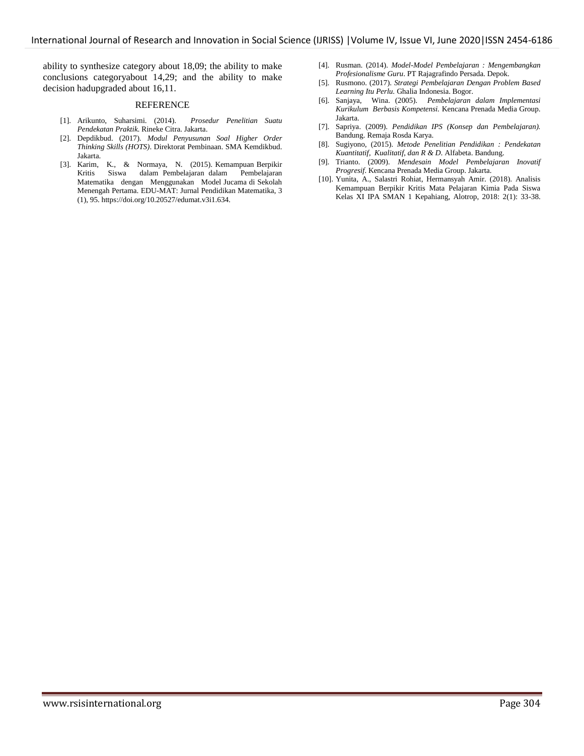ability to synthesize category about 18,09; the ability to make conclusions categoryabout 14,29; and the ability to make decision hadupgraded about 16,11.

## REFERENCE

[1]. Arikunto, Suharsimi. (2014). *Prosedur Penelitian Suatu Pendekatan Praktik*. Rineke Citra. Jakarta.

[2]. Depdikbud. (2017). *Modul Penyusunan Soal Higher Order Thinking Skills (HOTS)*. Direktorat Pembinaan. SMA Kemdikbud. Jakarta.

[3]. Karim, K., & Normaya, N. (2015). Kemampuan Berpikir Kritis Siswa dalam Pembelajaran dalam Pembelajaran Matematika dengan Menggunakan Model Jucama di Sekolah Menengah Pertama. EDU-MAT: Jurnal Pendidikan Matematika, 3 (1), 95. https://doi.org/10.20527/edumat.v3i1.634.

[4]. Rusman. (2014). *Model-Model Pembelajaran : Mengembangkan Profesionalisme Guru*. PT Rajagrafindo Persada. Depok.

[5]. Rusmono. (2017). *Strategi Pembelajaran Dengan Problem Based Learning Itu Perlu.* Ghalia Indonesia. Bogor.

[6]. Sanjaya, Wina. (2005). *Pembelajaran dalam Implementasi Kurikulum Berbasis Kompetensi.* Kencana Prenada Media Group. Jakarta.

[7]. Sapriya. (2009). *Pendidikan IPS (Konsep dan Pembelajaran).* Bandung. Remaja Rosda Karya.

[8]. Sugiyono, (2015). *Metode Penelitian Pendidikan : Pendekatan Kuantitatif, Kualitatif, dan R & D*. Alfabeta. Bandung.

[9]. Trianto. (2009). *Mendesain Model Pembelajaran Inovatif Progresif*. Kencana Prenada Media Group. Jakarta.

[10]. Yunita, A., Salastri Rohiat, Hermansyah Amir. (2018). Analisis Kemampuan Berpikir Kritis Mata Pelajaran Kimia Pada Siswa Kelas XI IPA SMAN 1 Kepahiang, Alotrop, 2018: 2(1): 33-38.